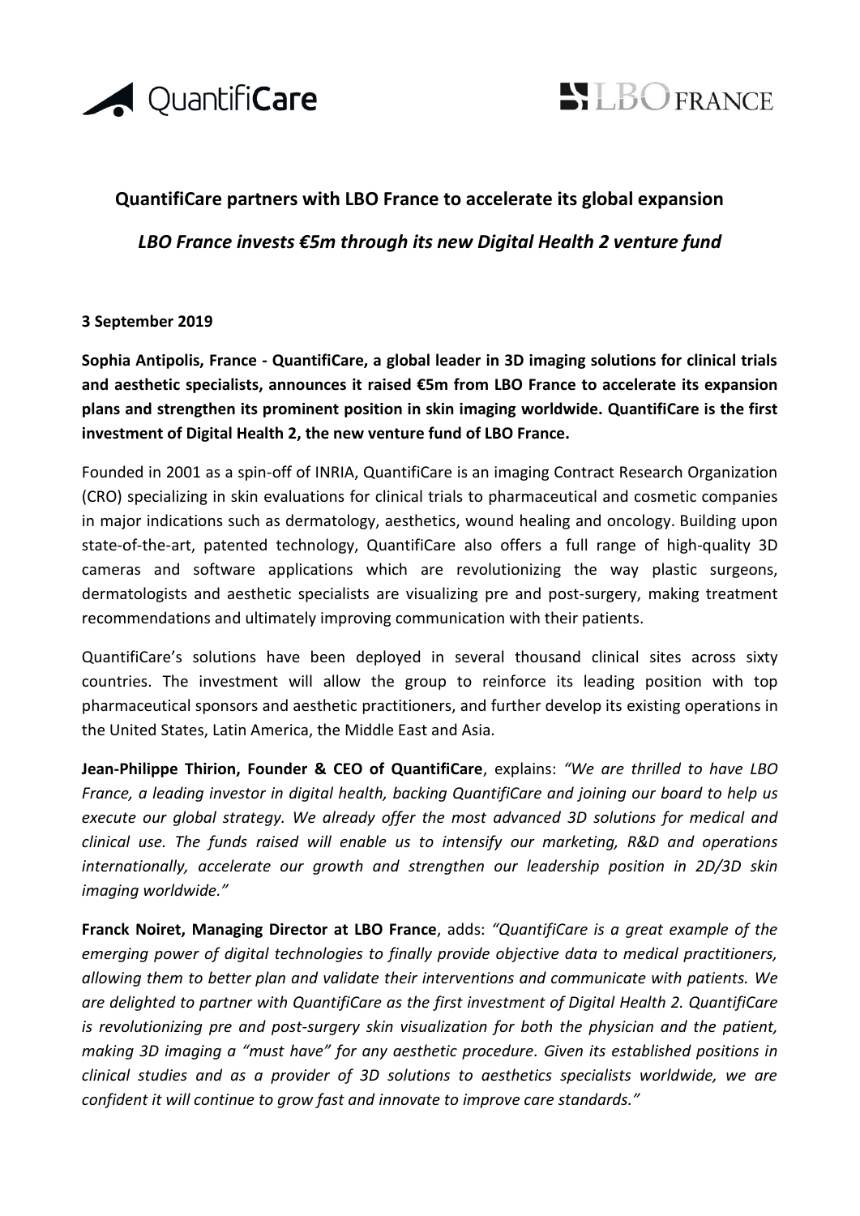QuantifiCare

LBO FRANCE

## QuantifiCare partners with LBO France to accelerate its global expansion

### *LBO France invests €5m through its new Digital Health 2 venture fund*

**3 September 2019**

**Sophia Antipolis, France - QuantifiCare, a global leader in 3D imaging solutions for clinical trials and aesthetic specialists, announces it raised €5m from LBO France to accelerate its expansion plans and strengthen its prominent position in skin imaging worldwide. QuantifiCare is the first investment of Digital Health 2, the new venture fund of LBO France.**

Founded in 2001 as a spin-off of INRIA, QuantifiCare is an imaging Contract Research Organization (CRO) specializing in skin evaluations for clinical trials to pharmaceutical and cosmetic companies in major indications such as dermatology, aesthetics, wound healing and oncology. Building upon state-of-the-art, patented technology, QuantifiCare also offers a full range of high-quality 3D cameras and software applications which are revolutionizing the way plastic surgeons, dermatologists and aesthetic specialists are visualizing pre and post-surgery, making treatment recommendations and ultimately improving communication with their patients.

QuantifiCare's solutions have been deployed in several thousand clinical sites across sixty countries. The investment will allow the group to reinforce its leading position with top pharmaceutical sponsors and aesthetic practitioners, and further develop its existing operations in the United States, Latin America, the Middle East and Asia.

**Jean-Philippe Thirion, Founder & CEO of QuantifiCare**, explains: *"We are thrilled to have LBO France, a leading investor in digital health, backing QuantifiCare and joining our board to help us execute our global strategy. We already offer the most advanced 3D solutions for medical and clinical use. The funds raised will enable us to intensify our marketing, R&D and operations internationally, accelerate our growth and strengthen our leadership position in 2D/3D skin imaging worldwide."*

**Franck Noiret, Managing Director at LBO France**, adds: *"QuantifiCare is a great example of the emerging power of digital technologies to finally provide objective data to medical practitioners, allowing them to better plan and validate their interventions and communicate with patients. We are delighted to partner with QuantifiCare as the first investment of Digital Health 2. QuantifiCare is revolutionizing pre and post-surgery skin visualization for both the physician and the patient, making 3D imaging a "must have" for any aesthetic procedure. Given its established positions in clinical studies and as a provider of 3D solutions to aesthetics specialists worldwide, we are confident it will continue to grow fast and innovate to improve care standards."*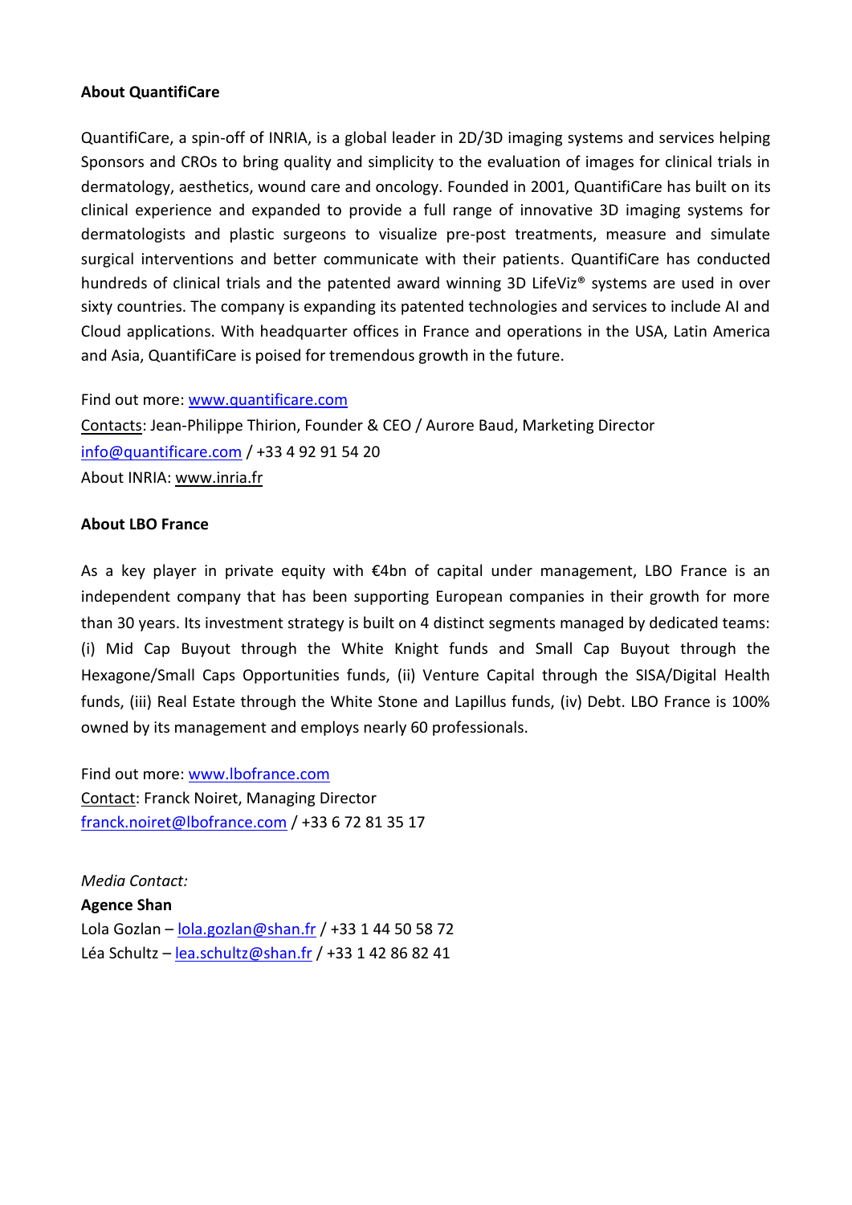**About QuantifiCare**

QuantifiCare, a spin-off of INRIA, is a global leader in 2D/3D imaging systems and services helping Sponsors and CROs to bring quality and simplicity to the evaluation of images for clinical trials in dermatology, aesthetics, wound care and oncology. Founded in 2001, QuantifiCare has built on its clinical experience and expanded to provide a full range of innovative 3D imaging systems for dermatologists and plastic surgeons to visualize pre-post treatments, measure and simulate surgical interventions and better communicate with their patients. QuantifiCare has conducted hundreds of clinical trials and the patented award winning 3D LifeViz® systems are used in over sixty countries. The company is expanding its patented technologies and services to include AI and Cloud applications. With headquarter offices in France and operations in the USA, Latin America and Asia, QuantifiCare is poised for tremendous growth in the future.

Find out more: www.quantificare.com
Contacts: Jean-Philippe Thirion, Founder & CEO / Aurore Baud, Marketing Director
info@quantificare.com / +33 4 92 91 54 20
About INRIA: www.inria.fr

**About LBO France**

As a key player in private equity with €4bn of capital under management, LBO France is an independent company that has been supporting European companies in their growth for more than 30 years. Its investment strategy is built on 4 distinct segments managed by dedicated teams: (i) Mid Cap Buyout through the White Knight funds and Small Cap Buyout through the Hexagone/Small Caps Opportunities funds, (ii) Venture Capital through the SISA/Digital Health funds, (iii) Real Estate through the White Stone and Lapillus funds, (iv) Debt. LBO France is 100% owned by its management and employs nearly 60 professionals.

Find out more: www.lbofrance.com
Contact: Franck Noiret, Managing Director
franck.noiret@lbofrance.com / +33 6 72 81 35 17

*Media Contact:*
**Agence Shan**
Lola Gozlan – lola.gozlan@shan.fr / +33 1 44 50 58 72
Léa Schultz – lea.schultz@shan.fr / +33 1 42 86 82 41